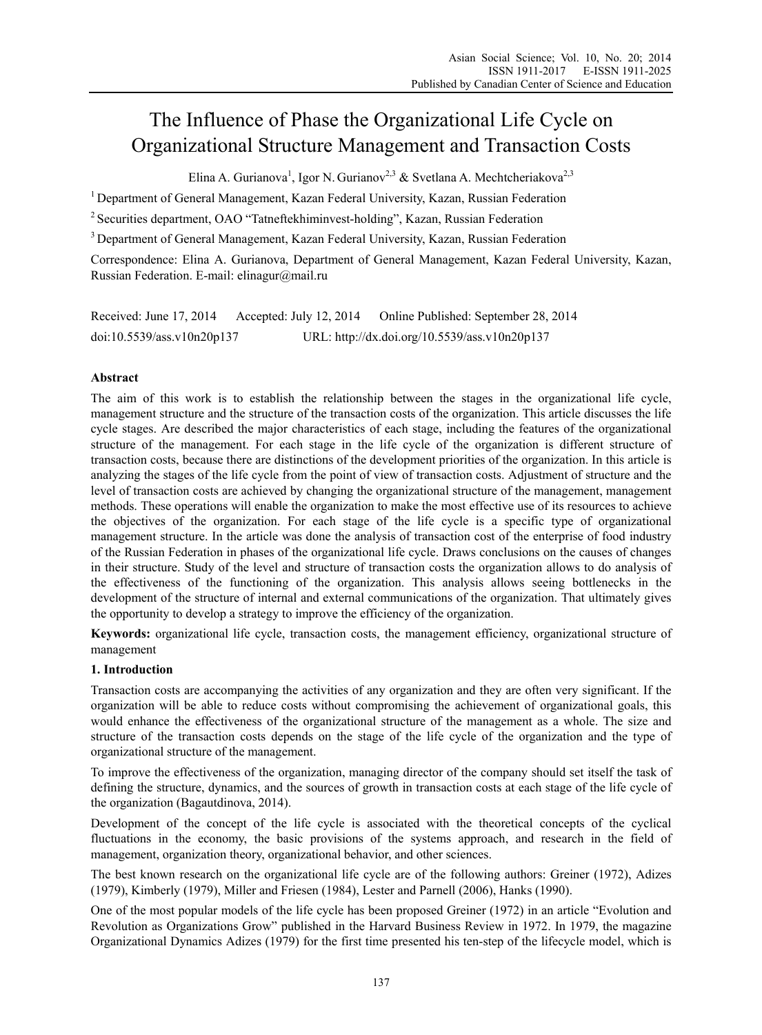# The Influence of Phase the Organizational Life Cycle on Organizational Structure Management and Transaction Costs

Elina A. Gurianova[1], Igor N. Gurianov[2,3] & Svetlana A. Mechtcheriakova[2,3]

[1] Department of General Management, Kazan Federal University, Kazan, Russian Federation

[2] Securities department, OAO "Tatneftekhiminvest-holding", Kazan, Russian Federation

[3] Department of General Management, Kazan Federal University, Kazan, Russian Federation

Correspondence: Elina A. Gurianova, Department of General Management, Kazan Federal University, Kazan, Russian Federation. E-mail: elinagur@mail.ru

Received: June 17, 2014   Accepted: July 12, 2014   Online Published: September 28, 2014

doi:10.5539/ass.v10n20p137   URL: http://dx.doi.org/10.5539/ass.v10n20p137

## Abstract

The aim of this work is to establish the relationship between the stages in the organizational life cycle, management structure and the structure of the transaction costs of the organization. This article discusses the life cycle stages. Are described the major characteristics of each stage, including the features of the organizational structure of the management. For each stage in the life cycle of the organization is different structure of transaction costs, because there are distinctions of the development priorities of the organization. In this article is analyzing the stages of the life cycle from the point of view of transaction costs. Adjustment of structure and the level of transaction costs are achieved by changing the organizational structure of the management, management methods. These operations will enable the organization to make the most effective use of its resources to achieve the objectives of the organization. For each stage of the life cycle is a specific type of organizational management structure. In the article was done the analysis of transaction cost of the enterprise of food industry of the Russian Federation in phases of the organizational life cycle. Draws conclusions on the causes of changes in their structure. Study of the level and structure of transaction costs the organization allows to do analysis of the effectiveness of the functioning of the organization. This analysis allows seeing bottlenecks in the development of the structure of internal and external communications of the organization. That ultimately gives the opportunity to develop a strategy to improve the efficiency of the organization.

**Keywords:** organizational life cycle, transaction costs, the management efficiency, organizational structure of management

## 1. Introduction

Transaction costs are accompanying the activities of any organization and they are often very significant. If the organization will be able to reduce costs without compromising the achievement of organizational goals, this would enhance the effectiveness of the organizational structure of the management as a whole. The size and structure of the transaction costs depends on the stage of the life cycle of the organization and the type of organizational structure of the management.

To improve the effectiveness of the organization, managing director of the company should set itself the task of defining the structure, dynamics, and the sources of growth in transaction costs at each stage of the life cycle of the organization (Bagautdinova, 2014).

Development of the concept of the life cycle is associated with the theoretical concepts of the cyclical fluctuations in the economy, the basic provisions of the systems approach, and research in the field of management, organization theory, organizational behavior, and other sciences.

The best known research on the organizational life cycle are of the following authors: Greiner (1972), Adizes (1979), Kimberly (1979), Miller and Friesen (1984), Lester and Parnell (2006), Hanks (1990).

One of the most popular models of the life cycle has been proposed Greiner (1972) in an article "Evolution and Revolution as Organizations Grow" published in the Harvard Business Review in 1972. In 1979, the magazine Organizational Dynamics Adizes (1979) for the first time presented his ten-step of the lifecycle model, which is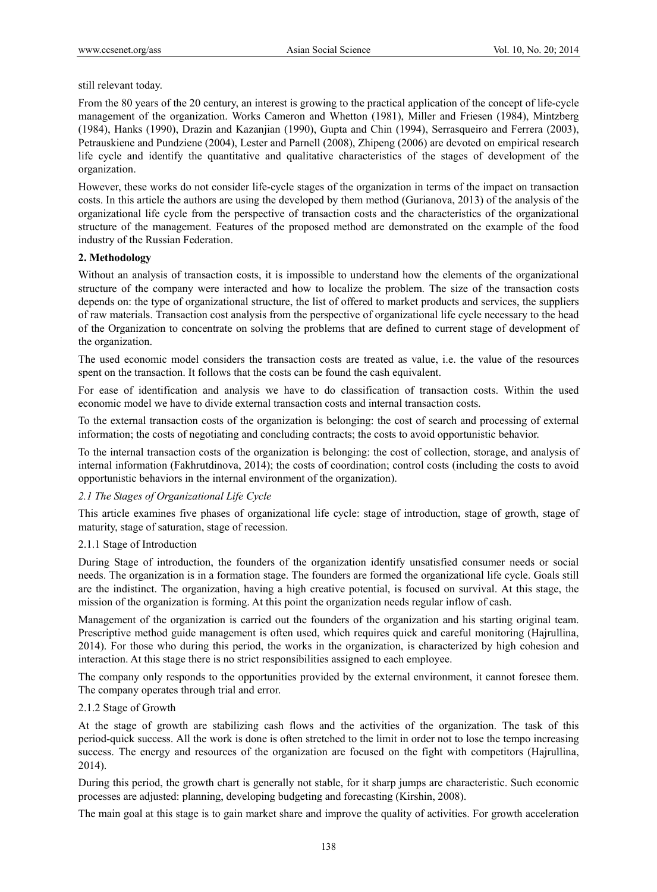still relevant today.

From the 80 years of the 20 century, an interest is growing to the practical application of the concept of life-cycle management of the organization. Works Cameron and Whetton (1981), Miller and Friesen (1984), Mintzberg (1984), Hanks (1990), Drazin and Kazanjian (1990), Gupta and Chin (1994), Serrasqueiro and Ferrera (2003), Petrauskiene and Pundziene (2004), Lester and Parnell (2008), Zhipeng (2006) are devoted on empirical research life cycle and identify the quantitative and qualitative characteristics of the stages of development of the organization.

However, these works do not consider life-cycle stages of the organization in terms of the impact on transaction costs. In this article the authors are using the developed by them method (Gurianova, 2013) of the analysis of the organizational life cycle from the perspective of transaction costs and the characteristics of the organizational structure of the management. Features of the proposed method are demonstrated on the example of the food industry of the Russian Federation.

## 2. Methodology

Without an analysis of transaction costs, it is impossible to understand how the elements of the organizational structure of the company were interacted and how to localize the problem. The size of the transaction costs depends on: the type of organizational structure, the list of offered to market products and services, the suppliers of raw materials. Transaction cost analysis from the perspective of organizational life cycle necessary to the head of the Organization to concentrate on solving the problems that are defined to current stage of development of the organization.

The used economic model considers the transaction costs are treated as value, i.e. the value of the resources spent on the transaction. It follows that the costs can be found the cash equivalent.

For ease of identification and analysis we have to do classification of transaction costs. Within the used economic model we have to divide external transaction costs and internal transaction costs.

To the external transaction costs of the organization is belonging: the cost of search and processing of external information; the costs of negotiating and concluding contracts; the costs to avoid opportunistic behavior.

To the internal transaction costs of the organization is belonging: the cost of collection, storage, and analysis of internal information (Fakhrutdinova, 2014); the costs of coordination; control costs (including the costs to avoid opportunistic behaviors in the internal environment of the organization).

### *2.1 The Stages of Organizational Life Cycle*

This article examines five phases of organizational life cycle: stage of introduction, stage of growth, stage of maturity, stage of saturation, stage of recession.

#### 2.1.1 Stage of Introduction

During Stage of introduction, the founders of the organization identify unsatisfied consumer needs or social needs. The organization is in a formation stage. The founders are formed the organizational life cycle. Goals still are the indistinct. The organization, having a high creative potential, is focused on survival. At this stage, the mission of the organization is forming. At this point the organization needs regular inflow of cash.

Management of the organization is carried out the founders of the organization and his starting original team. Prescriptive method guide management is often used, which requires quick and careful monitoring (Hajrullina, 2014). For those who during this period, the works in the organization, is characterized by high cohesion and interaction. At this stage there is no strict responsibilities assigned to each employee.

The company only responds to the opportunities provided by the external environment, it cannot foresee them. The company operates through trial and error.

#### 2.1.2 Stage of Growth

At the stage of growth are stabilizing cash flows and the activities of the organization. The task of this period-quick success. All the work is done is often stretched to the limit in order not to lose the tempo increasing success. The energy and resources of the organization are focused on the fight with competitors (Hajrullina, 2014).

During this period, the growth chart is generally not stable, for it sharp jumps are characteristic. Such economic processes are adjusted: planning, developing budgeting and forecasting (Kirshin, 2008).

The main goal at this stage is to gain market share and improve the quality of activities. For growth acceleration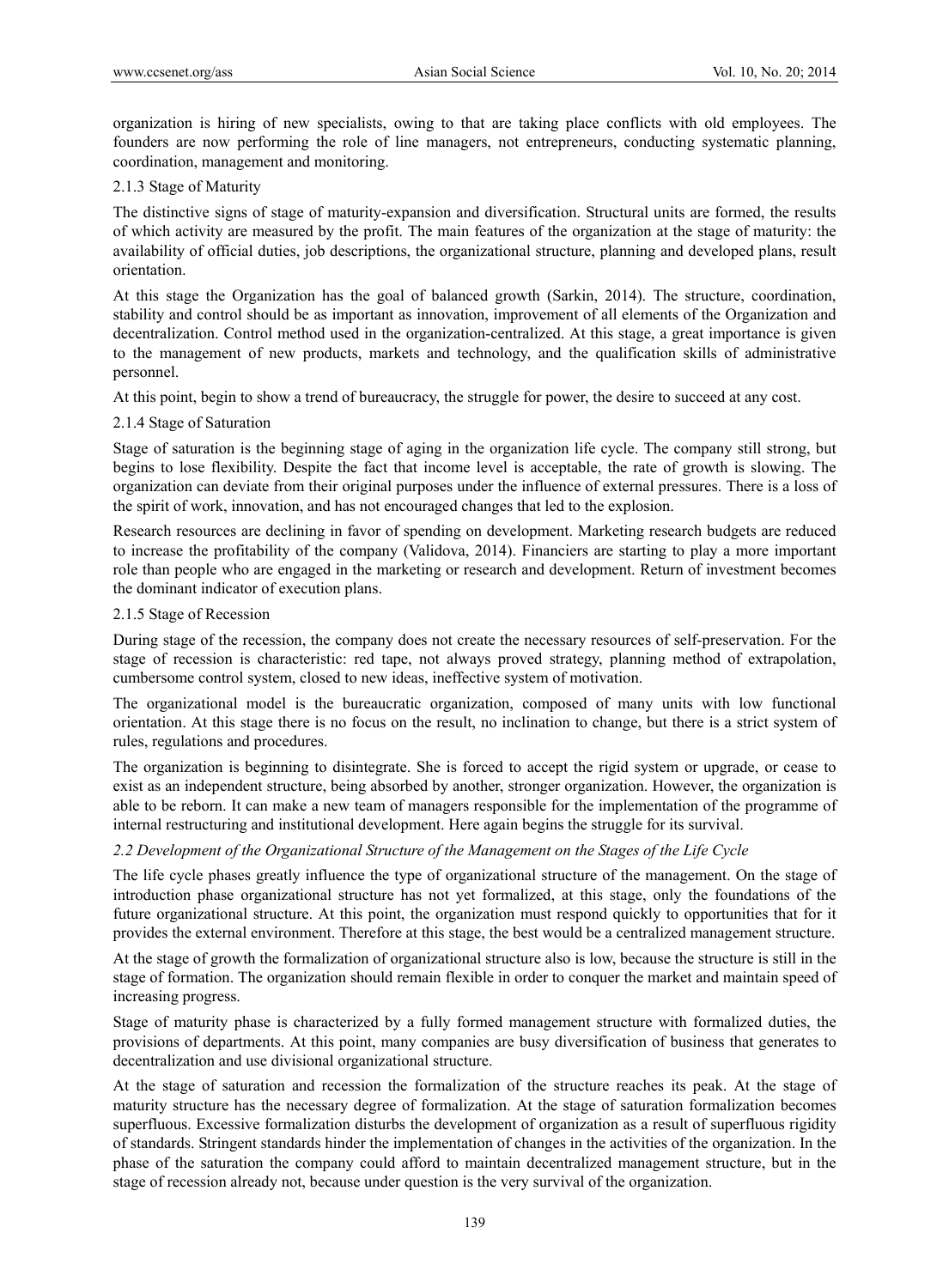organization is hiring of new specialists, owing to that are taking place conflicts with old employees. The founders are now performing the role of line managers, not entrepreneurs, conducting systematic planning, coordination, management and monitoring.

#### 2.1.3 Stage of Maturity

The distinctive signs of stage of maturity-expansion and diversification. Structural units are formed, the results of which activity are measured by the profit. The main features of the organization at the stage of maturity: the availability of official duties, job descriptions, the organizational structure, planning and developed plans, result orientation.

At this stage the Organization has the goal of balanced growth (Sarkin, 2014). The structure, coordination, stability and control should be as important as innovation, improvement of all elements of the Organization and decentralization. Control method used in the organization-centralized. At this stage, a great importance is given to the management of new products, markets and technology, and the qualification skills of administrative personnel.

At this point, begin to show a trend of bureaucracy, the struggle for power, the desire to succeed at any cost.

#### 2.1.4 Stage of Saturation

Stage of saturation is the beginning stage of aging in the organization life cycle. The company still strong, but begins to lose flexibility. Despite the fact that income level is acceptable, the rate of growth is slowing. The organization can deviate from their original purposes under the influence of external pressures. There is a loss of the spirit of work, innovation, and has not encouraged changes that led to the explosion.

Research resources are declining in favor of spending on development. Marketing research budgets are reduced to increase the profitability of the company (Validova, 2014). Financiers are starting to play a more important role than people who are engaged in the marketing or research and development. Return of investment becomes the dominant indicator of execution plans.

#### 2.1.5 Stage of Recession

During stage of the recession, the company does not create the necessary resources of self-preservation. For the stage of recession is characteristic: red tape, not always proved strategy, planning method of extrapolation, cumbersome control system, closed to new ideas, ineffective system of motivation.

The organizational model is the bureaucratic organization, composed of many units with low functional orientation. At this stage there is no focus on the result, no inclination to change, but there is a strict system of rules, regulations and procedures.

The organization is beginning to disintegrate. She is forced to accept the rigid system or upgrade, or cease to exist as an independent structure, being absorbed by another, stronger organization. However, the organization is able to be reborn. It can make a new team of managers responsible for the implementation of the programme of internal restructuring and institutional development. Here again begins the struggle for its survival.

### *2.2 Development of the Organizational Structure of the Management on the Stages of the Life Cycle*

The life cycle phases greatly influence the type of organizational structure of the management. On the stage of introduction phase organizational structure has not yet formalized, at this stage, only the foundations of the future organizational structure. At this point, the organization must respond quickly to opportunities that for it provides the external environment. Therefore at this stage, the best would be a centralized management structure.

At the stage of growth the formalization of organizational structure also is low, because the structure is still in the stage of formation. The organization should remain flexible in order to conquer the market and maintain speed of increasing progress.

Stage of maturity phase is characterized by a fully formed management structure with formalized duties, the provisions of departments. At this point, many companies are busy diversification of business that generates to decentralization and use divisional organizational structure.

At the stage of saturation and recession the formalization of the structure reaches its peak. At the stage of maturity structure has the necessary degree of formalization. At the stage of saturation formalization becomes superfluous. Excessive formalization disturbs the development of organization as a result of superfluous rigidity of standards. Stringent standards hinder the implementation of changes in the activities of the organization. In the phase of the saturation the company could afford to maintain decentralized management structure, but in the stage of recession already not, because under question is the very survival of the organization.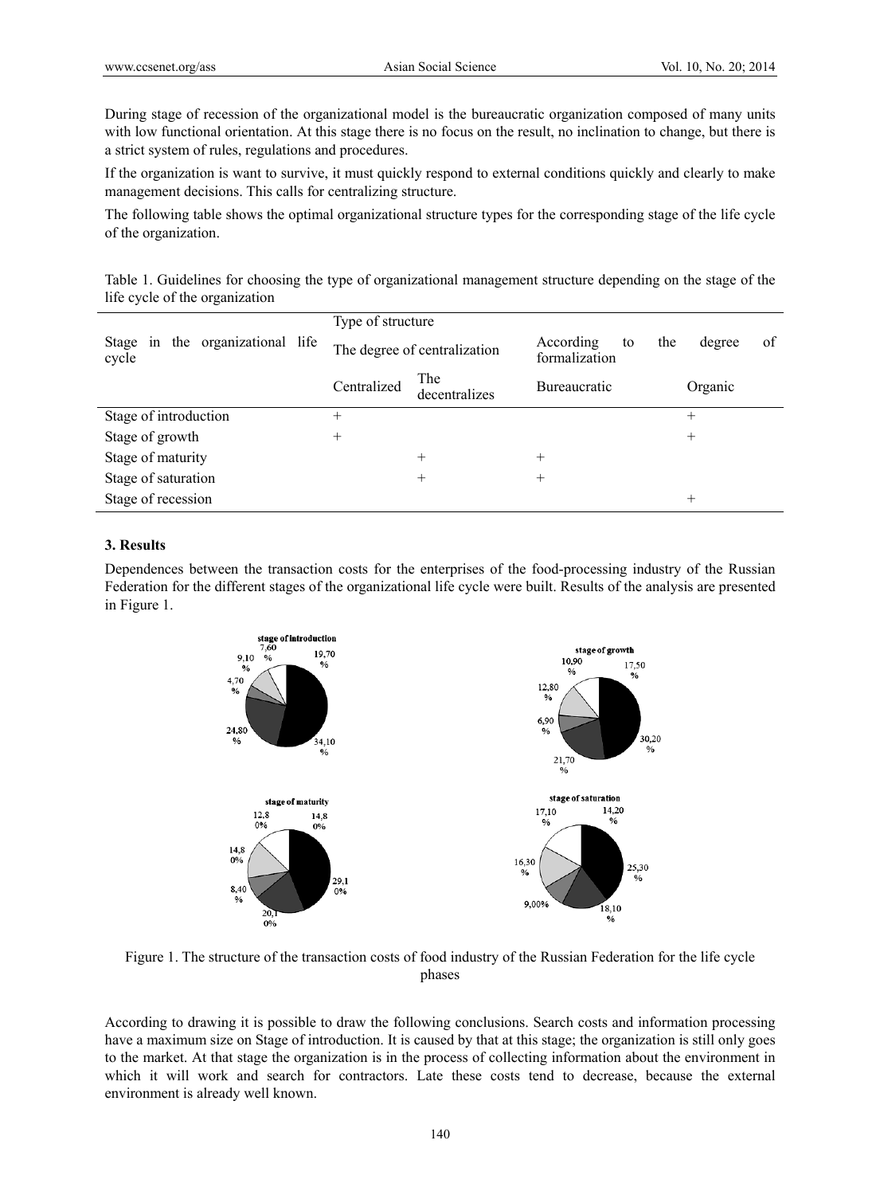During stage of recession of the organizational model is the bureaucratic organization composed of many units with low functional orientation. At this stage there is no focus on the result, no inclination to change, but there is a strict system of rules, regulations and procedures.

If the organization is want to survive, it must quickly respond to external conditions quickly and clearly to make management decisions. This calls for centralizing structure.

The following table shows the optimal organizational structure types for the corresponding stage of the life cycle of the organization.

Table 1. Guidelines for choosing the type of organizational management structure depending on the stage of the life cycle of the organization

| Stage in the organizational life cycle | Type of structure | | | |
|---|---|---|---|---|
| | The degree of centralization | | According to the degree of formalization | |
| | Centralized | The decentralizes | Bureaucratic | Organic |
| Stage of introduction | + | | | + |
| Stage of growth | + | | | + |
| Stage of maturity | | + | + | |
| Stage of saturation | | + | + | |
| Stage of recession | | | | + |

## 3. Results

Dependences between the transaction costs for the enterprises of the food-processing industry of the Russian Federation for the different stages of the organizational life cycle were built. Results of the analysis are presented in Figure 1.

Figure 1. The structure of the transaction costs of food industry of the Russian Federation for the life cycle phases

According to drawing it is possible to draw the following conclusions. Search costs and information processing have a maximum size on Stage of introduction. It is caused by that at this stage; the organization is still only goes to the market. At that stage the organization is in the process of collecting information about the environment in which it will work and search for contractors. Late these costs tend to decrease, because the external environment is already well known.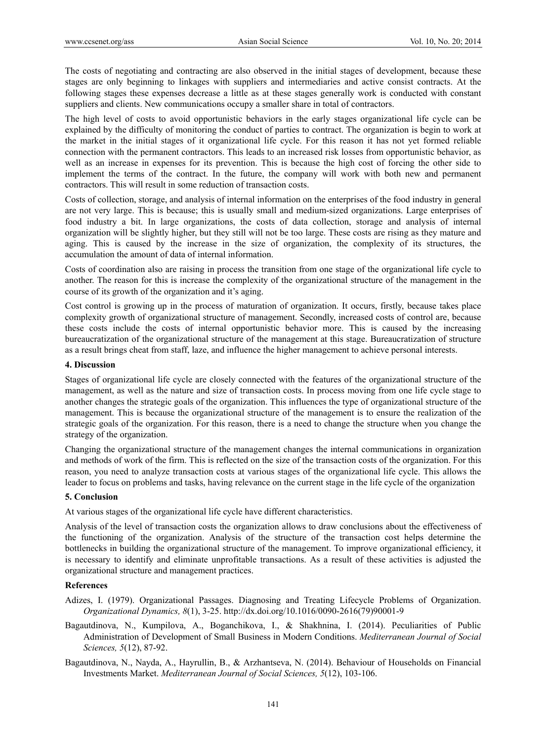The costs of negotiating and contracting are also observed in the initial stages of development, because these stages are only beginning to linkages with suppliers and intermediaries and active consist contracts. At the following stages these expenses decrease a little as at these stages generally work is conducted with constant suppliers and clients. New communications occupy a smaller share in total of contractors.

The high level of costs to avoid opportunistic behaviors in the early stages organizational life cycle can be explained by the difficulty of monitoring the conduct of parties to contract. The organization is begin to work at the market in the initial stages of it organizational life cycle. For this reason it has not yet formed reliable connection with the permanent contractors. This leads to an increased risk losses from opportunistic behavior, as well as an increase in expenses for its prevention. This is because the high cost of forcing the other side to implement the terms of the contract. In the future, the company will work with both new and permanent contractors. This will result in some reduction of transaction costs.

Costs of collection, storage, and analysis of internal information on the enterprises of the food industry in general are not very large. This is because; this is usually small and medium-sized organizations. Large enterprises of food industry a bit. In large organizations, the costs of data collection, storage and analysis of internal organization will be slightly higher, but they still will not be too large. These costs are rising as they mature and aging. This is caused by the increase in the size of organization, the complexity of its structures, the accumulation the amount of data of internal information.

Costs of coordination also are raising in process the transition from one stage of the organizational life cycle to another. The reason for this is increase the complexity of the organizational structure of the management in the course of its growth of the organization and it's aging.

Cost control is growing up in the process of maturation of organization. It occurs, firstly, because takes place complexity growth of organizational structure of management. Secondly, increased costs of control are, because these costs include the costs of internal opportunistic behavior more. This is caused by the increasing bureaucratization of the organizational structure of the management at this stage. Bureaucratization of structure as a result brings cheat from staff, laze, and influence the higher management to achieve personal interests.

## 4. Discussion

Stages of organizational life cycle are closely connected with the features of the organizational structure of the management, as well as the nature and size of transaction costs. In process moving from one life cycle stage to another changes the strategic goals of the organization. This influences the type of organizational structure of the management. This is because the organizational structure of the management is to ensure the realization of the strategic goals of the organization. For this reason, there is a need to change the structure when you change the strategy of the organization.

Changing the organizational structure of the management changes the internal communications in organization and methods of work of the firm. This is reflected on the size of the transaction costs of the organization. For this reason, you need to analyze transaction costs at various stages of the organizational life cycle. This allows the leader to focus on problems and tasks, having relevance on the current stage in the life cycle of the organization

## 5. Conclusion

At various stages of the organizational life cycle have different characteristics.

Analysis of the level of transaction costs the organization allows to draw conclusions about the effectiveness of the functioning of the organization. Analysis of the structure of the transaction cost helps determine the bottlenecks in building the organizational structure of the management. To improve organizational efficiency, it is necessary to identify and eliminate unprofitable transactions. As a result of these activities is adjusted the organizational structure and management practices.

## References

Adizes, I. (1979). Organizational Passages. Diagnosing and Treating Lifecycle Problems of Organization. *Organizational Dynamics, 8*(1), 3-25. http://dx.doi.org/10.1016/0090-2616(79)90001-9

Bagautdinova, N., Kumpilova, A., Boganchikova, I., & Shakhnina, I. (2014). Peculiarities of Public Administration of Development of Small Business in Modern Conditions. *Mediterranean Journal of Social Sciences, 5*(12), 87-92.

Bagautdinova, N., Nayda, A., Hayrullin, B., & Arzhantseva, N. (2014). Behaviour of Households on Financial Investments Market. *Mediterranean Journal of Social Sciences, 5*(12), 103-106.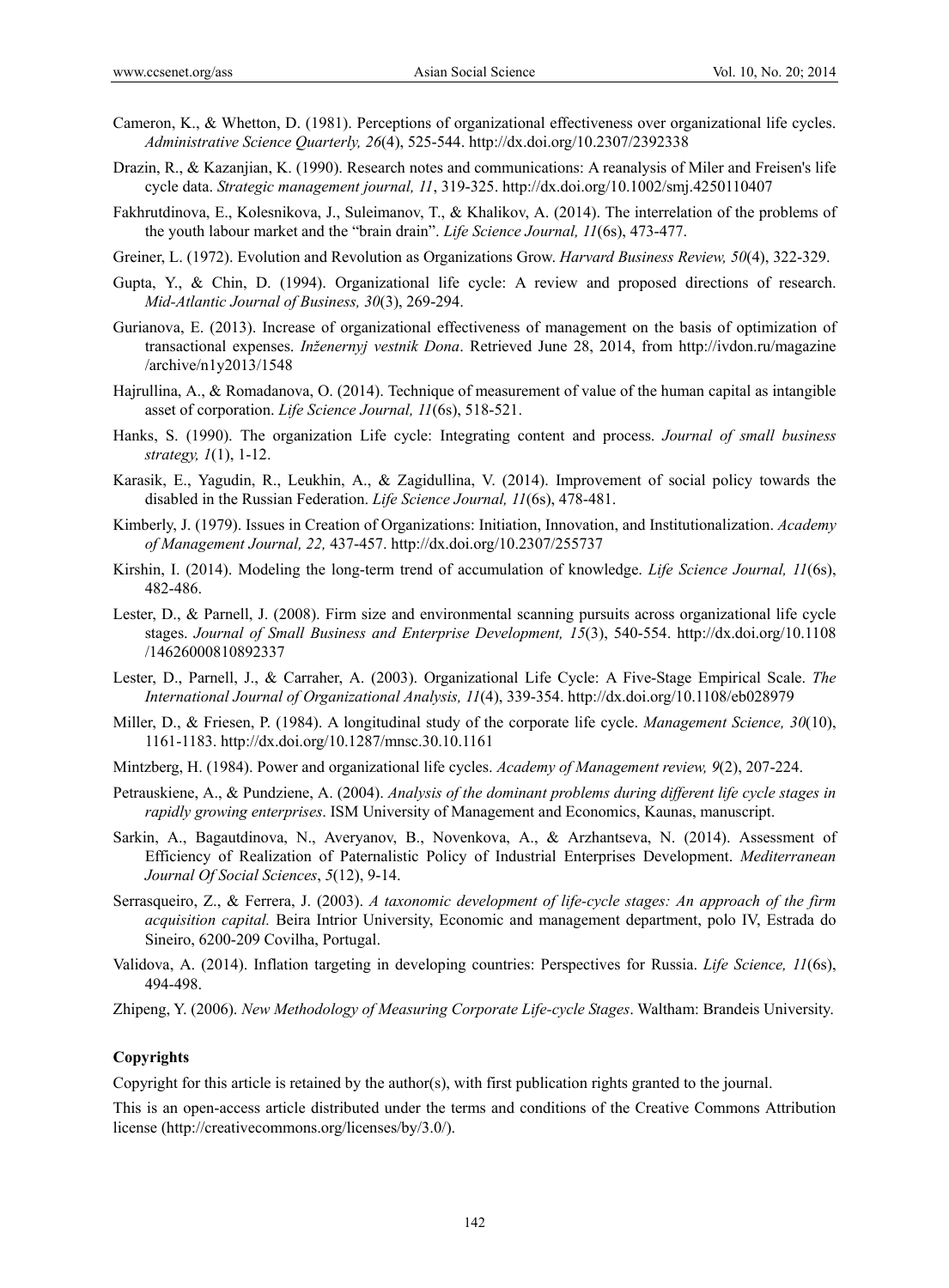Cameron, K., & Whetton, D. (1981). Perceptions of organizational effectiveness over organizational life cycles. *Administrative Science Quarterly, 26*(4), 525-544. http://dx.doi.org/10.2307/2392338

Drazin, R., & Kazanjian, K. (1990). Research notes and communications: A reanalysis of Miler and Freisen's life cycle data. *Strategic management journal, 11*, 319-325. http://dx.doi.org/10.1002/smj.4250110407

Fakhrutdinova, E., Kolesnikova, J., Suleimanov, T., & Khalikov, A. (2014). The interrelation of the problems of the youth labour market and the "brain drain". *Life Science Journal, 11*(6s), 473-477.

Greiner, L. (1972). Evolution and Revolution as Organizations Grow. *Harvard Business Review, 50*(4), 322-329.

Gupta, Y., & Chin, D. (1994). Organizational life cycle: A review and proposed directions of research. *Mid-Atlantic Journal of Business, 30*(3), 269-294.

Gurianova, E. (2013). Increase of organizational effectiveness of management on the basis of optimization of transactional expenses. *Inženernyj vestnik Dona*. Retrieved June 28, 2014, from http://ivdon.ru/magazine/archive/n1y2013/1548

Hajrullina, A., & Romadanova, O. (2014). Technique of measurement of value of the human capital as intangible asset of corporation. *Life Science Journal, 11*(6s), 518-521.

Hanks, S. (1990). The organization Life cycle: Integrating content and process. *Journal of small business strategy, 1*(1), 1-12.

Karasik, E., Yagudin, R., Leukhin, A., & Zagidullina, V. (2014). Improvement of social policy towards the disabled in the Russian Federation. *Life Science Journal, 11*(6s), 478-481.

Kimberly, J. (1979). Issues in Creation of Organizations: Initiation, Innovation, and Institutionalization. *Academy of Management Journal, 22,* 437-457. http://dx.doi.org/10.2307/255737

Kirshin, I. (2014). Modeling the long-term trend of accumulation of knowledge. *Life Science Journal, 11*(6s), 482-486.

Lester, D., & Parnell, J. (2008). Firm size and environmental scanning pursuits across organizational life cycle stages. *Journal of Small Business and Enterprise Development, 15*(3), 540-554. http://dx.doi.org/10.1108/14626000810892337

Lester, D., Parnell, J., & Carraher, A. (2003). Organizational Life Cycle: A Five-Stage Empirical Scale. *The International Journal of Organizational Analysis, 11*(4), 339-354. http://dx.doi.org/10.1108/eb028979

Miller, D., & Friesen, P. (1984). A longitudinal study of the corporate life cycle. *Management Science, 30*(10), 1161-1183. http://dx.doi.org/10.1287/mnsc.30.10.1161

Mintzberg, H. (1984). Power and organizational life cycles. *Academy of Management review, 9*(2), 207-224.

Petrauskiene, A., & Pundziene, A. (2004). *Analysis of the dominant problems during different life cycle stages in rapidly growing enterprises*. ISM University of Management and Economics, Kaunas, manuscript.

Sarkin, A., Bagautdinova, N., Averyanov, B., Novenkova, A., & Arzhantseva, N. (2014). Assessment of Efficiency of Realization of Paternalistic Policy of Industrial Enterprises Development. *Mediterranean Journal Of Social Sciences*, *5*(12), 9-14.

Serrasqueiro, Z., & Ferrera, J. (2003). *A taxonomic development of life-cycle stages: An approach of the firm acquisition capital.* Beira Intrior University, Economic and management department, polo IV, Estrada do Sineiro, 6200-209 Covilha, Portugal.

Validova, A. (2014). Inflation targeting in developing countries: Perspectives for Russia. *Life Science, 11*(6s), 494-498.

Zhipeng, Y. (2006). *New Methodology of Measuring Corporate Life-cycle Stages*. Waltham: Brandeis University.

### Copyrights

Copyright for this article is retained by the author(s), with first publication rights granted to the journal.

This is an open-access article distributed under the terms and conditions of the Creative Commons Attribution license (http://creativecommons.org/licenses/by/3.0/).